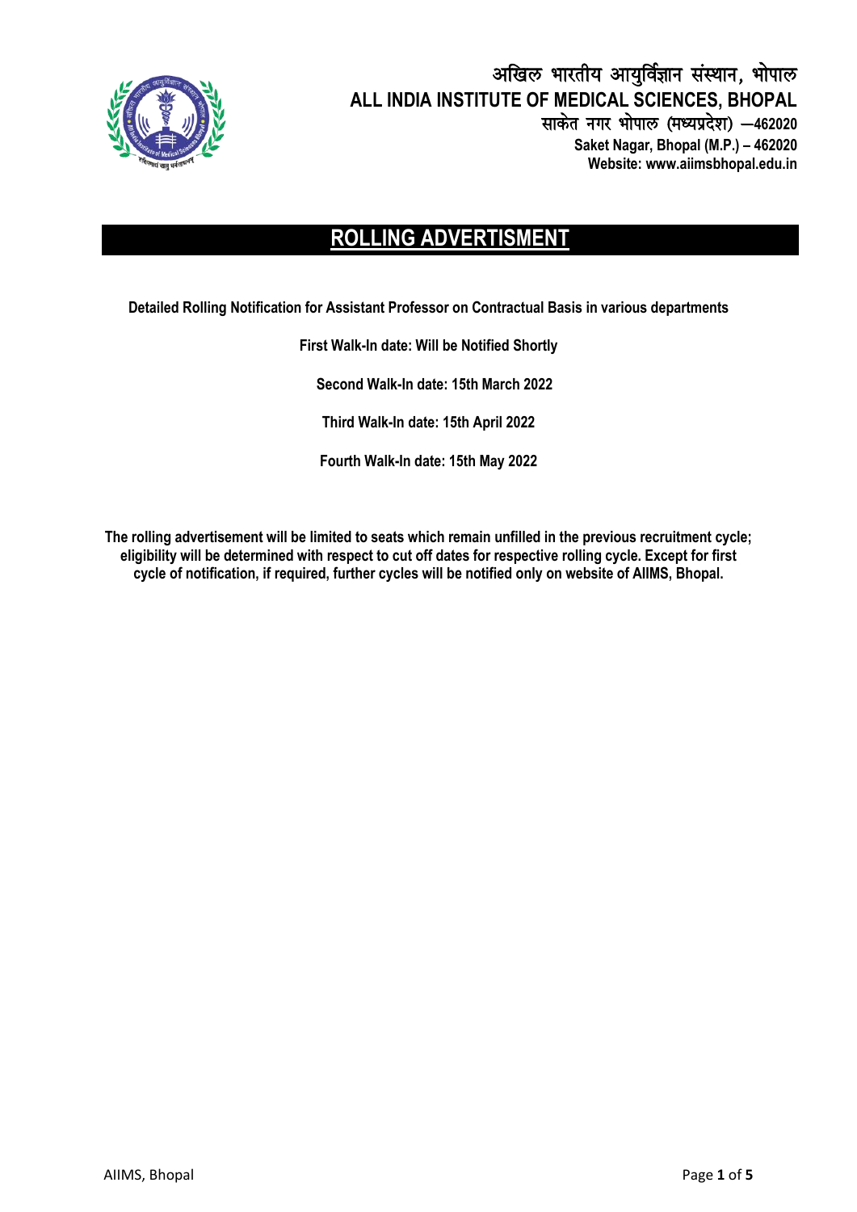# अखिल भारतीय आयुर्विज्ञान संस्थान, भोपाल
# ALL INDIA INSTITUTE OF MEDICAL SCIENCES, BHOPAL

**साकेत नगर भोपाल (मध्यप्रदेश) –462020**
**Saket Nagar, Bhopal (M.P.) – 462020**
**Website: www.aiimsbhopal.edu.in**

## ROLLING ADVERTISMENT

**Detailed Rolling Notification for Assistant Professor on Contractual Basis in various departments**

**First Walk-In date: Will be Notified Shortly**

**Second Walk-In date: 15th March 2022**

**Third Walk-In date: 15th April 2022**

**Fourth Walk-In date: 15th May 2022**

**The rolling advertisement will be limited to seats which remain unfilled in the previous recruitment cycle; eligibility will be determined with respect to cut off dates for respective rolling cycle. Except for first cycle of notification, if required, further cycles will be notified only on website of AIIMS, Bhopal.**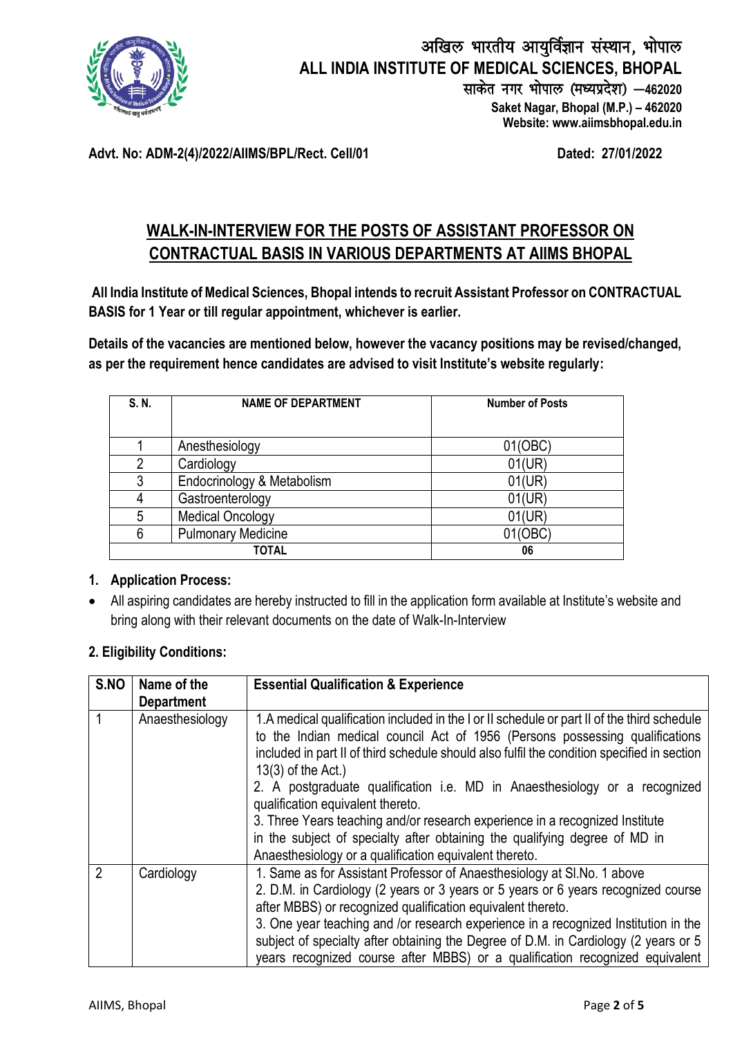अखिल भारतीय आयुर्विज्ञान संस्थान, भोपाल
**ALL INDIA INSTITUTE OF MEDICAL SCIENCES, BHOPAL**
साकेत नगर भोपाल (मध्यप्रदेश) –462020
**Saket Nagar, Bhopal (M.P.) – 462020**
**Website: www.aiimsbhopal.edu.in**

**Advt. No: ADM-2(4)/2022/AIIMS/BPL/Rect. Cell/01** **Dated: 27/01/2022**

## WALK-IN-INTERVIEW FOR THE POSTS OF ASSISTANT PROFESSOR ON CONTRACTUAL BASIS IN VARIOUS DEPARTMENTS AT AIIMS BHOPAL

**All India Institute of Medical Sciences, Bhopal intends to recruit Assistant Professor on CONTRACTUAL BASIS for 1 Year or till regular appointment, whichever is earlier.**

**Details of the vacancies are mentioned below, however the vacancy positions may be revised/changed, as per the requirement hence candidates are advised to visit Institute's website regularly:**

| S. N. | NAME OF DEPARTMENT | Number of Posts |
|---|---|---|
| 1 | Anesthesiology | 01(OBC) |
| 2 | Cardiology | 01(UR) |
| 3 | Endocrinology & Metabolism | 01(UR) |
| 4 | Gastroenterology | 01(UR) |
| 5 | Medical Oncology | 01(UR) |
| 6 | Pulmonary Medicine | 01(OBC) |
| **TOTAL** | | **06** |

### 1. Application Process:

- All aspiring candidates are hereby instructed to fill in the application form available at Institute's website and bring along with their relevant documents on the date of Walk-In-Interview

### 2. Eligibility Conditions:

| S.NO | Name of the Department | Essential Qualification & Experience |
|---|---|---|
| 1 | Anaesthesiology | 1.A medical qualification included in the I or II schedule or part II of the third schedule to the Indian medical council Act of 1956 (Persons possessing qualifications included in part II of third schedule should also fulfil the condition specified in section 13(3) of the Act.)<br>2. A postgraduate qualification i.e. MD in Anaesthesiology or a recognized qualification equivalent thereto.<br>3. Three Years teaching and/or research experience in a recognized Institute in the subject of specialty after obtaining the qualifying degree of MD in Anaesthesiology or a qualification equivalent thereto. |
| 2 | Cardiology | 1. Same as for Assistant Professor of Anaesthesiology at Sl.No. 1 above<br>2. D.M. in Cardiology (2 years or 3 years or 5 years or 6 years recognized course after MBBS) or recognized qualification equivalent thereto.<br>3. One year teaching and /or research experience in a recognized Institution in the subject of specialty after obtaining the Degree of D.M. in Cardiology (2 years or 5 years recognized course after MBBS) or a qualification recognized equivalent |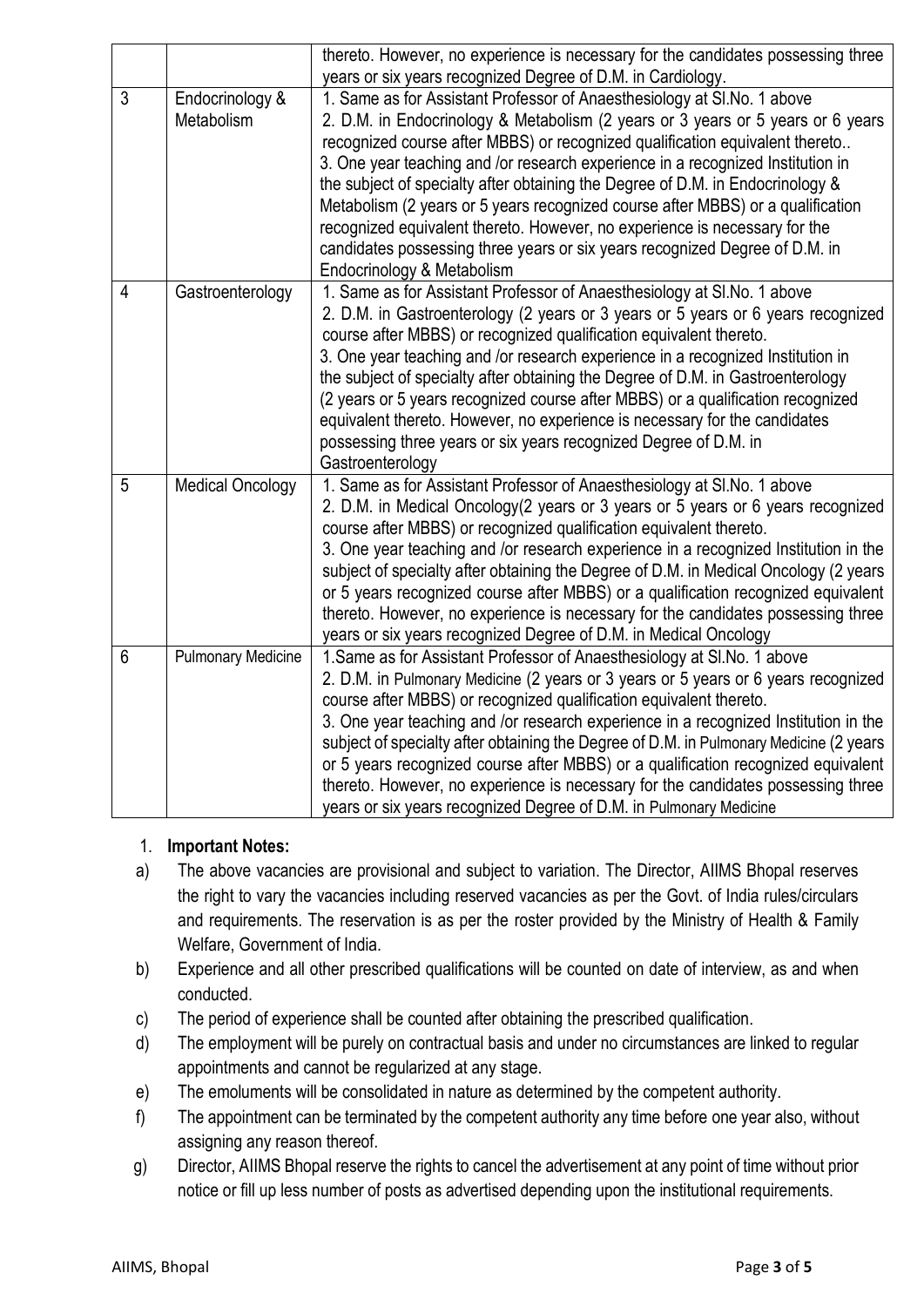| | | |
|---|---|---|
| | | thereto. However, no experience is necessary for the candidates possessing three years or six years recognized Degree of D.M. in Cardiology. |
| 3 | Endocrinology & Metabolism | 1. Same as for Assistant Professor of Anaesthesiology at Sl.No. 1 above<br>2. D.M. in Endocrinology & Metabolism (2 years or 3 years or 5 years or 6 years recognized course after MBBS) or recognized qualification equivalent thereto..<br>3. One year teaching and /or research experience in a recognized Institution in the subject of specialty after obtaining the Degree of D.M. in Endocrinology & Metabolism (2 years or 5 years recognized course after MBBS) or a qualification recognized equivalent thereto. However, no experience is necessary for the candidates possessing three years or six years recognized Degree of D.M. in Endocrinology & Metabolism |
| 4 | Gastroenterology | 1. Same as for Assistant Professor of Anaesthesiology at Sl.No. 1 above<br>2. D.M. in Gastroenterology (2 years or 3 years or 5 years or 6 years recognized course after MBBS) or recognized qualification equivalent thereto.<br>3. One year teaching and /or research experience in a recognized Institution in the subject of specialty after obtaining the Degree of D.M. in Gastroenterology (2 years or 5 years recognized course after MBBS) or a qualification recognized equivalent thereto. However, no experience is necessary for the candidates possessing three years or six years recognized Degree of D.M. in Gastroenterology |
| 5 | Medical Oncology | 1. Same as for Assistant Professor of Anaesthesiology at Sl.No. 1 above<br>2. D.M. in Medical Oncology(2 years or 3 years or 5 years or 6 years recognized course after MBBS) or recognized qualification equivalent thereto.<br>3. One year teaching and /or research experience in a recognized Institution in the subject of specialty after obtaining the Degree of D.M. in Medical Oncology (2 years or 5 years recognized course after MBBS) or a qualification recognized equivalent thereto. However, no experience is necessary for the candidates possessing three years or six years recognized Degree of D.M. in Medical Oncology |
| 6 | Pulmonary Medicine | 1.Same as for Assistant Professor of Anaesthesiology at Sl.No. 1 above<br>2. D.M. in Pulmonary Medicine (2 years or 3 years or 5 years or 6 years recognized course after MBBS) or recognized qualification equivalent thereto.<br>3. One year teaching and /or research experience in a recognized Institution in the subject of specialty after obtaining the Degree of D.M. in Pulmonary Medicine (2 years or 5 years recognized course after MBBS) or a qualification recognized equivalent thereto. However, no experience is necessary for the candidates possessing three years or six years recognized Degree of D.M. in Pulmonary Medicine |

1. **Important Notes:**

a) The above vacancies are provisional and subject to variation. The Director, AIIMS Bhopal reserves the right to vary the vacancies including reserved vacancies as per the Govt. of India rules/circulars and requirements. The reservation is as per the roster provided by the Ministry of Health & Family Welfare, Government of India.

b) Experience and all other prescribed qualifications will be counted on date of interview, as and when conducted.

c) The period of experience shall be counted after obtaining the prescribed qualification.

d) The employment will be purely on contractual basis and under no circumstances are linked to regular appointments and cannot be regularized at any stage.

e) The emoluments will be consolidated in nature as determined by the competent authority.

f) The appointment can be terminated by the competent authority any time before one year also, without assigning any reason thereof.

g) Director, AIIMS Bhopal reserve the rights to cancel the advertisement at any point of time without prior notice or fill up less number of posts as advertised depending upon the institutional requirements.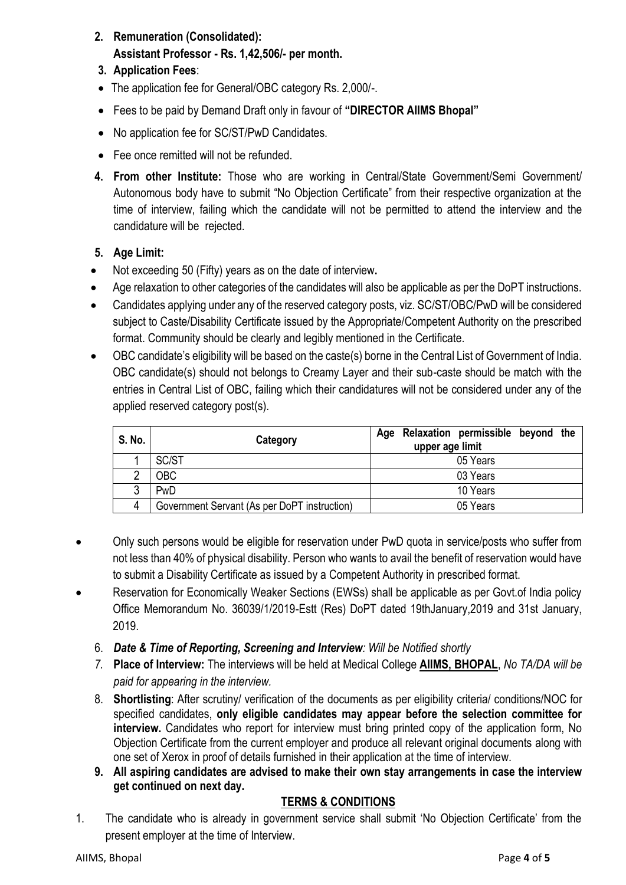2. **Remuneration (Consolidated):**
   **Assistant Professor - Rs. 1,42,506/- per month.**
3. **Application Fees**:

- The application fee for General/OBC category Rs. 2,000/-.
- Fees to be paid by Demand Draft only in favour of **"DIRECTOR AIIMS Bhopal"**
- No application fee for SC/ST/PwD Candidates.
- Fee once remitted will not be refunded.

4. **From other Institute:** Those who are working in Central/State Government/Semi Government/ Autonomous body have to submit "No Objection Certificate" from their respective organization at the time of interview, failing which the candidate will not be permitted to attend the interview and the candidature will be rejected.

5. **Age Limit:**

- Not exceeding 50 (Fifty) years as on the date of interview**.**
- Age relaxation to other categories of the candidates will also be applicable as per the DoPT instructions.
- Candidates applying under any of the reserved category posts, viz. SC/ST/OBC/PwD will be considered subject to Caste/Disability Certificate issued by the Appropriate/Competent Authority on the prescribed format. Community should be clearly and legibly mentioned in the Certificate.
- OBC candidate's eligibility will be based on the caste(s) borne in the Central List of Government of India. OBC candidate(s) should not belongs to Creamy Layer and their sub-caste should be match with the entries in Central List of OBC, failing which their candidatures will not be considered under any of the applied reserved category post(s).

| S. No. | Category | Age Relaxation permissible beyond the upper age limit |
|---|---|---|
| 1 | SC/ST | 05 Years |
| 2 | OBC | 03 Years |
| 3 | PwD | 10 Years |
| 4 | Government Servant (As per DoPT instruction) | 05 Years |

- Only such persons would be eligible for reservation under PwD quota in service/posts who suffer from not less than 40% of physical disability. Person who wants to avail the benefit of reservation would have to submit a Disability Certificate as issued by a Competent Authority in prescribed format.
- Reservation for Economically Weaker Sections (EWSs) shall be applicable as per Govt.of India policy Office Memorandum No. 36039/1/2019-Estt (Res) DoPT dated 19thJanuary,2019 and 31st January, 2019.

6. ***Date & Time of Reporting, Screening and Interview**: Will be Notified shortly*
7. **Place of Interview:** The interviews will be held at Medical College **AIIMS, BHOPAL**, *No TA/DA will be paid for appearing in the interview.*
8. **Shortlisting**: After scrutiny/ verification of the documents as per eligibility criteria/ conditions/NOC for specified candidates, **only eligible candidates may appear before the selection committee for interview.** Candidates who report for interview must bring printed copy of the application form, No Objection Certificate from the current employer and produce all relevant original documents along with one set of Xerox in proof of details furnished in their application at the time of interview.
9. **All aspiring candidates are advised to make their own stay arrangements in case the interview get continued on next day.**

## TERMS & CONDITIONS

1. The candidate who is already in government service shall submit 'No Objection Certificate' from the present employer at the time of Interview.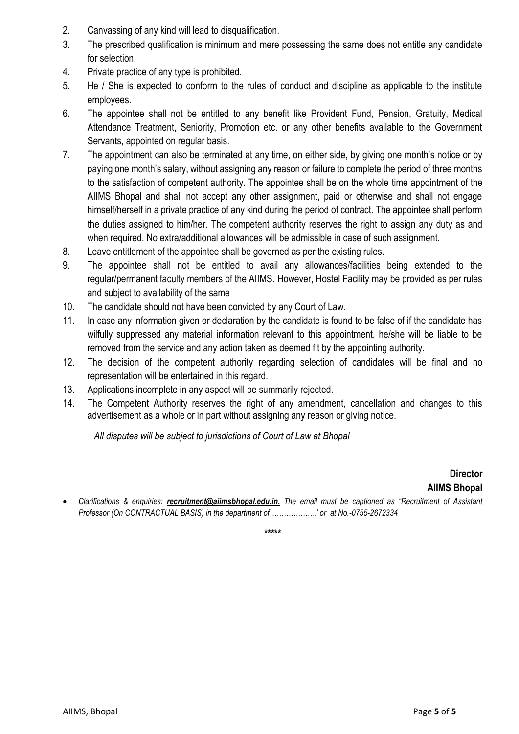2. Canvassing of any kind will lead to disqualification.
3. The prescribed qualification is minimum and mere possessing the same does not entitle any candidate for selection.
4. Private practice of any type is prohibited.
5. He / She is expected to conform to the rules of conduct and discipline as applicable to the institute employees.
6. The appointee shall not be entitled to any benefit like Provident Fund, Pension, Gratuity, Medical Attendance Treatment, Seniority, Promotion etc. or any other benefits available to the Government Servants, appointed on regular basis.
7. The appointment can also be terminated at any time, on either side, by giving one month's notice or by paying one month's salary, without assigning any reason or failure to complete the period of three months to the satisfaction of competent authority. The appointee shall be on the whole time appointment of the AIIMS Bhopal and shall not accept any other assignment, paid or otherwise and shall not engage himself/herself in a private practice of any kind during the period of contract. The appointee shall perform the duties assigned to him/her. The competent authority reserves the right to assign any duty as and when required. No extra/additional allowances will be admissible in case of such assignment.
8. Leave entitlement of the appointee shall be governed as per the existing rules.
9. The appointee shall not be entitled to avail any allowances/facilities being extended to the regular/permanent faculty members of the AIIMS. However, Hostel Facility may be provided as per rules and subject to availability of the same
10. The candidate should not have been convicted by any Court of Law.
11. In case any information given or declaration by the candidate is found to be false of if the candidate has wilfully suppressed any material information relevant to this appointment, he/she will be liable to be removed from the service and any action taken as deemed fit by the appointing authority.
12. The decision of the competent authority regarding selection of candidates will be final and no representation will be entertained in this regard.
13. Applications incomplete in any aspect will be summarily rejected.
14. The Competent Authority reserves the right of any amendment, cancellation and changes to this advertisement as a whole or in part without assigning any reason or giving notice.

*All disputes will be subject to jurisdictions of Court of Law at Bhopal*

**Director**
**AIIMS Bhopal**

- *Clarifications & enquiries: **recruitment@aiimsbhopal.edu.in.** The email must be captioned as "Recruitment of Assistant Professor (On CONTRACTUAL BASIS) in the department of………………..' or at No.-0755-2672334*

\*\*\*\*\*